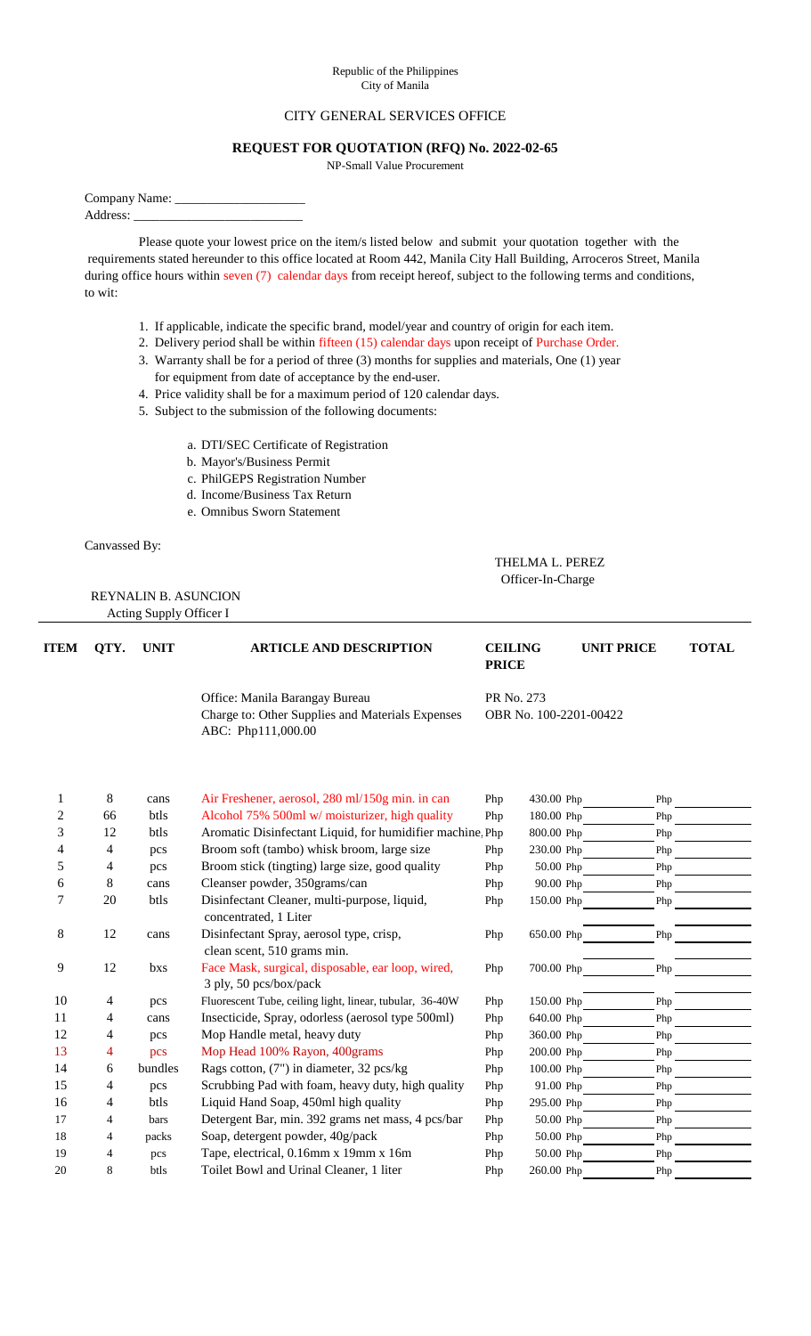Republic of the Philippines
City of Manila

CITY GENERAL SERVICES OFFICE

**REQUEST FOR QUOTATION (RFQ) No. 2022-02-65**

NP-Small Value Procurement

Company Name: ____________________
Address: _________________________

Please quote your lowest price on the item/s listed below and submit your quotation together with the requirements stated hereunder to this office located at Room 442, Manila City Hall Building, Arroceros Street, Manila during office hours within seven (7) calendar days from receipt hereof, subject to the following terms and conditions, to wit:

1. If applicable, indicate the specific brand, model/year and country of origin for each item.
2. Delivery period shall be within fifteen (15) calendar days upon receipt of Purchase Order.
3. Warranty shall be for a period of three (3) months for supplies and materials, One (1) year for equipment from date of acceptance by the end-user.
4. Price validity shall be for a maximum period of 120 calendar days.
5. Subject to the submission of the following documents:
   a. DTI/SEC Certificate of Registration
   b. Mayor's/Business Permit
   c. PhilGEPS Registration Number
   d. Income/Business Tax Return
   e. Omnibus Sworn Statement

Canvassed By:

THELMA L. PEREZ
Officer-In-Charge

REYNALIN B. ASUNCION
Acting Supply Officer I

Office: Manila Barangay Bureau
Charge to: Other Supplies and Materials Expenses
ABC: Php111,000.00

PR No. 273
OBR No. 100-2201-00422

| ITEM | QTY. | UNIT | ARTICLE AND DESCRIPTION | CEILING PRICE | UNIT PRICE | TOTAL |
|---|---|---|---|---|---|---|
| 1 | 8 | cans | Air Freshener, aerosol, 280 ml/150g min. in can | Php 430.00 | Php | Php |
| 2 | 66 | btls | Alcohol 75% 500ml w/ moisturizer, high quality | Php 180.00 | Php | Php |
| 3 | 12 | btls | Aromatic Disinfectant Liquid, for humidifier machine, | Php 800.00 | Php | Php |
| 4 | 4 | pcs | Broom soft (tambo) whisk broom, large size | Php 230.00 | Php | Php |
| 5 | 4 | pcs | Broom stick (tingting) large size, good quality | Php 50.00 | Php | Php |
| 6 | 8 | cans | Cleanser powder, 350grams/can | Php 90.00 | Php | Php |
| 7 | 20 | btls | Disinfectant Cleaner, multi-purpose, liquid, concentrated, 1 Liter | Php 150.00 | Php | Php |
| 8 | 12 | cans | Disinfectant Spray, aerosol type, crisp, clean scent, 510 grams min. | Php 650.00 | Php | Php |
| 9 | 12 | bxs | Face Mask, surgical, disposable, ear loop, wired, 3 ply, 50 pcs/box/pack | Php 700.00 | Php | Php |
| 10 | 4 | pcs | Fluorescent Tube, ceiling light, linear, tubular, 36-40W | Php 150.00 | Php | Php |
| 11 | 4 | cans | Insecticide, Spray, odorless (aerosol type 500ml) | Php 640.00 | Php | Php |
| 12 | 4 | pcs | Mop Handle metal, heavy duty | Php 360.00 | Php | Php |
| 13 | 4 | pcs | Mop Head 100% Rayon, 400grams | Php 200.00 | Php | Php |
| 14 | 6 | bundles | Rags cotton, (7") in diameter, 32 pcs/kg | Php 100.00 | Php | Php |
| 15 | 4 | pcs | Scrubbing Pad with foam, heavy duty, high quality | Php 91.00 | Php | Php |
| 16 | 4 | btls | Liquid Hand Soap, 450ml high quality | Php 295.00 | Php | Php |
| 17 | 4 | bars | Detergent Bar, min. 392 grams net mass, 4 pcs/bar | Php 50.00 | Php | Php |
| 18 | 4 | packs | Soap, detergent powder, 40g/pack | Php 50.00 | Php | Php |
| 19 | 4 | pcs | Tape, electrical, 0.16mm x 19mm x 16m | Php 50.00 | Php | Php |
| 20 | 8 | btls | Toilet Bowl and Urinal Cleaner, 1 liter | Php 260.00 | Php | Php |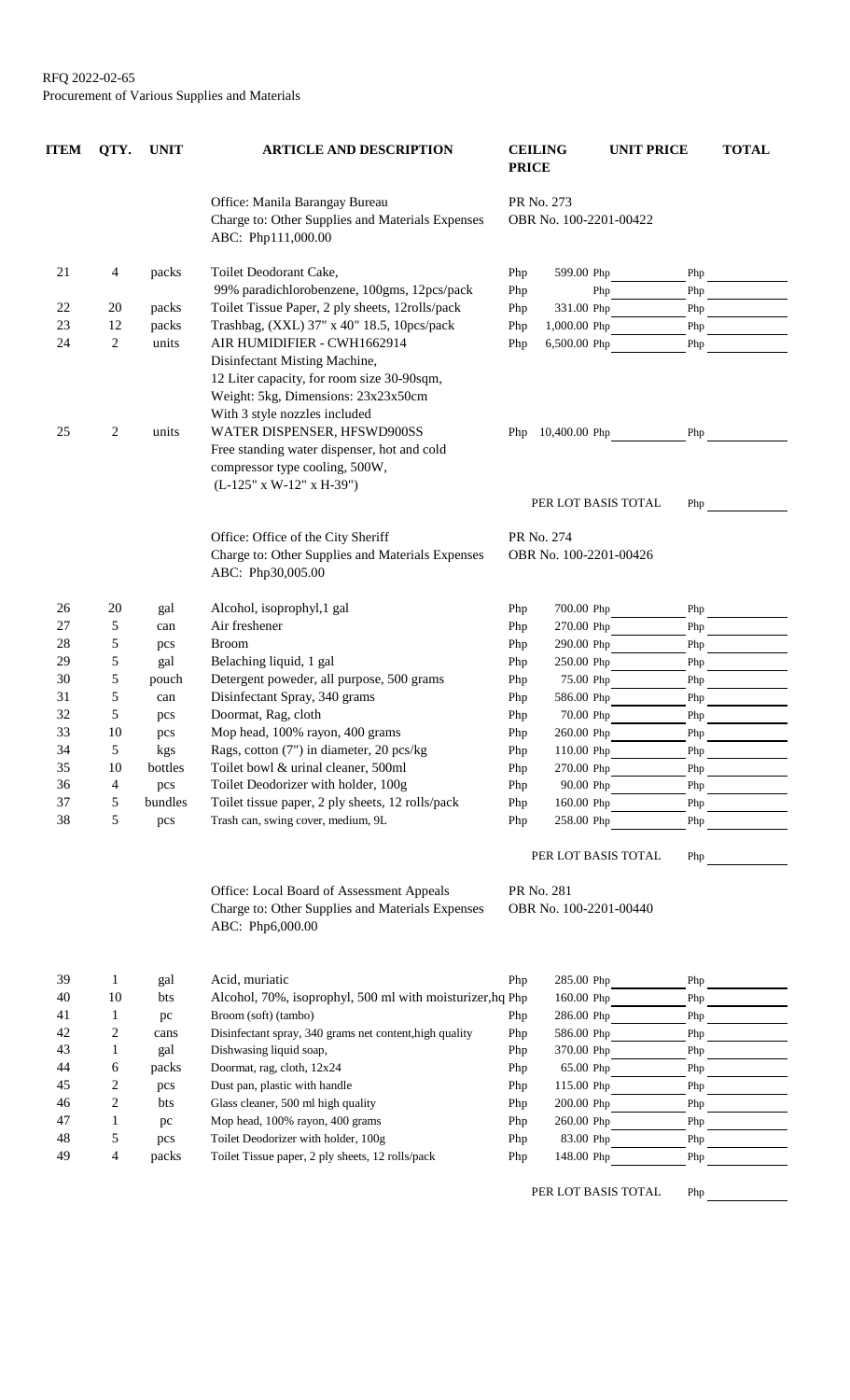RFQ 2022-02-65
Procurement of Various Supplies and Materials

| ITEM | QTY. | UNIT | ARTICLE AND DESCRIPTION | CEILING PRICE | UNIT PRICE | TOTAL |
|---|---|---|---|---|---|---|
| | | | Office: Manila Barangay Bureau<br>Charge to: Other Supplies and Materials Expenses<br>ABC: Php111,000.00 | PR No. 273<br>OBR No. 100-2201-00422 | | |
| 21 | 4 | packs | Toilet Deodorant Cake,<br>99% paradichlorobenzene, 100gms, 12pcs/pack | Php 599.00 | Php | Php |
| 22 | 20 | packs | Toilet Tissue Paper, 2 ply sheets, 12rolls/pack | Php 331.00 | Php | Php |
| 23 | 12 | packs | Trashbag, (XXL) 37" x 40" 18.5, 10pcs/pack | Php 1,000.00 | Php | Php |
| 24 | 2 | units | AIR HUMIDIFIER - CWH1662914<br>Disinfectant Misting Machine,<br>12 Liter capacity, for room size 30-90sqm,<br>Weight: 5kg, Dimensions: 23x23x50cm<br>With 3 style nozzles included | Php 6,500.00 | Php | Php |
| 25 | 2 | units | WATER DISPENSER, HFSWD900SS<br>Free standing water dispenser, hot and cold<br>compressor type cooling, 500W,<br>(L-125" x W-12" x H-39") | Php 10,400.00 | Php | Php |
| | | | | | PER LOT BASIS TOTAL | Php |
| | | | Office: Office of the City Sheriff<br>Charge to: Other Supplies and Materials Expenses<br>ABC: Php30,005.00 | PR No. 274<br>OBR No. 100-2201-00426 | | |
| 26 | 20 | gal | Alcohol, isoprophyl,1 gal | Php 700.00 | Php | Php |
| 27 | 5 | can | Air freshener | Php 270.00 | Php | Php |
| 28 | 5 | pcs | Broom | Php 290.00 | Php | Php |
| 29 | 5 | gal | Belaching liquid, 1 gal | Php 250.00 | Php | Php |
| 30 | 5 | pouch | Detergent poweder, all purpose, 500 grams | Php 75.00 | Php | Php |
| 31 | 5 | can | Disinfectant Spray, 340 grams | Php 586.00 | Php | Php |
| 32 | 5 | pcs | Doormat, Rag, cloth | Php 70.00 | Php | Php |
| 33 | 10 | pcs | Mop head, 100% rayon, 400 grams | Php 260.00 | Php | Php |
| 34 | 5 | kgs | Rags, cotton (7") in diameter, 20 pcs/kg | Php 110.00 | Php | Php |
| 35 | 10 | bottles | Toilet bowl & urinal cleaner, 500ml | Php 270.00 | Php | Php |
| 36 | 4 | pcs | Toilet Deodorizer with holder, 100g | Php 90.00 | Php | Php |
| 37 | 5 | bundles | Toilet tissue paper, 2 ply sheets, 12 rolls/pack | Php 160.00 | Php | Php |
| 38 | 5 | pcs | Trash can, swing cover, medium, 9L | Php 258.00 | Php | Php |
| | | | | | PER LOT BASIS TOTAL | Php |
| | | | Office: Local Board of Assessment Appeals<br>Charge to: Other Supplies and Materials Expenses<br>ABC: Php6,000.00 | PR No. 281<br>OBR No. 100-2201-00440 | | |
| 39 | 1 | gal | Acid, muriatic | Php 285.00 | Php | Php |
| 40 | 10 | bts | Alcohol, 70%, isoprophyl, 500 ml with moisturizer,hq | Php 160.00 | Php | Php |
| 41 | 1 | pc | Broom (soft) (tambo) | Php 286.00 | Php | Php |
| 42 | 2 | cans | Disinfectant spray, 340 grams net content,high quality | Php 586.00 | Php | Php |
| 43 | 1 | gal | Dishwashing liquid soap, | Php 370.00 | Php | Php |
| 44 | 6 | packs | Doormat, rag, cloth, 12x24 | Php 65.00 | Php | Php |
| 45 | 2 | pcs | Dust pan, plastic with handle | Php 115.00 | Php | Php |
| 46 | 2 | bts | Glass cleaner, 500 ml high quality | Php 200.00 | Php | Php |
| 47 | 1 | pc | Mop head, 100% rayon, 400 grams | Php 260.00 | Php | Php |
| 48 | 5 | pcs | Toilet Deodorizer with holder, 100g | Php 83.00 | Php | Php |
| 49 | 4 | packs | Toilet Tissue paper, 2 ply sheets, 12 rolls/pack | Php 148.00 | Php | Php |
| | | | | | PER LOT BASIS TOTAL | Php |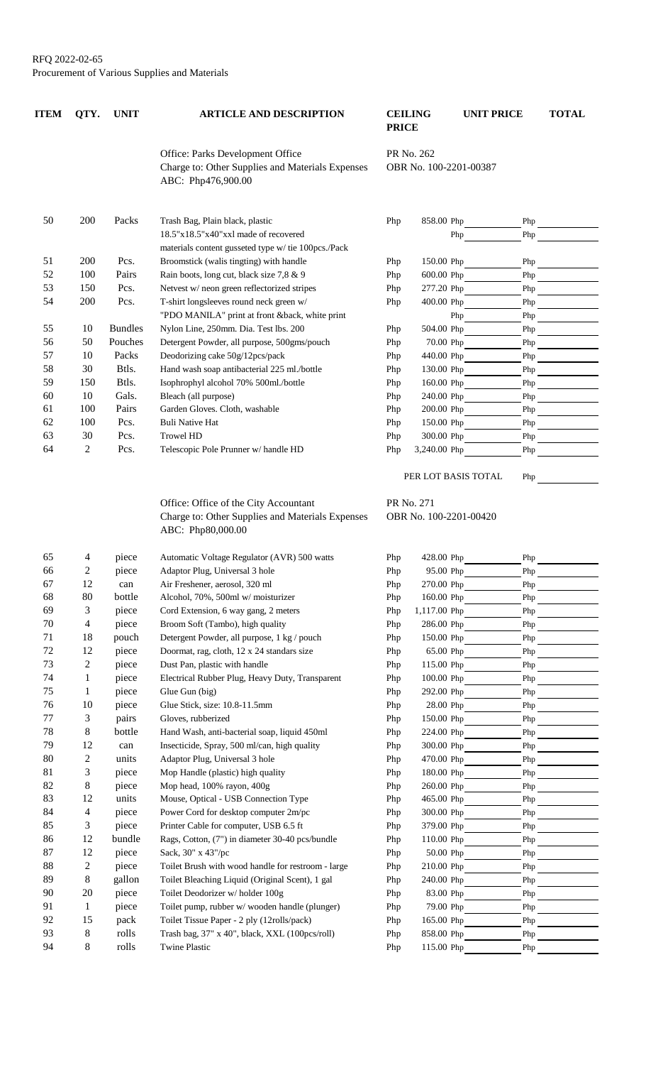RFQ 2022-02-65
Procurement of Various Supplies and Materials

| ITEM | QTY. | UNIT | ARTICLE AND DESCRIPTION | CEILING PRICE | UNIT PRICE | TOTAL |
|---|---|---|---|---|---|---|
| | | | Office: Parks Development Office<br>Charge to: Other Supplies and Materials Expenses<br>ABC: Php476,900.00 | PR No. 262<br>OBR No. 100-2201-00387 | | |
| 50 | 200 | Packs | Trash Bag, Plain black, plastic 18.5"x18.5"x40"xxl made of recovered materials content gusseted type w/ tie 100pcs./Pack | Php 858.00 | Php | Php |
| 51 | 200 | Pcs. | Broomstick (walis tingting) with handle | Php 150.00 | Php | Php |
| 52 | 100 | Pairs | Rain boots, long cut, black size 7,8 & 9 | Php 600.00 | Php | Php |
| 53 | 150 | Pcs. | Netvest w/ neon green reflectorized stripes | Php 277.20 | Php | Php |
| 54 | 200 | Pcs. | T-shirt longsleeves round neck green w/ "PDO MANILA" print at front &back, white print | Php 400.00 | Php | Php |
| 55 | 10 | Bundles | Nylon Line, 250mm. Dia. Test lbs. 200 | Php 504.00 | Php | Php |
| 56 | 50 | Pouches | Detergent Powder, all purpose, 500gms/pouch | Php 70.00 | Php | Php |
| 57 | 10 | Packs | Deodorizing cake 50g/12pcs/pack | Php 440.00 | Php | Php |
| 58 | 30 | Btls. | Hand wash soap antibacterial 225 ml./bottle | Php 130.00 | Php | Php |
| 59 | 150 | Btls. | Isophrophyl alcohol 70% 500ml./bottle | Php 160.00 | Php | Php |
| 60 | 10 | Gals. | Bleach (all purpose) | Php 240.00 | Php | Php |
| 61 | 100 | Pairs | Garden Gloves. Cloth, washable | Php 200.00 | Php | Php |
| 62 | 100 | Pcs. | Buli Native Hat | Php 150.00 | Php | Php |
| 63 | 30 | Pcs. | Trowel HD | Php 300.00 | Php | Php |
| 64 | 2 | Pcs. | Telescopic Pole Prunner w/ handle HD | Php 3,240.00 | Php | Php |
| | | | | PER LOT BASIS TOTAL | | Php |
| | | | Office: Office of the City Accountant<br>Charge to: Other Supplies and Materials Expenses<br>ABC: Php80,000.00 | PR No. 271<br>OBR No. 100-2201-00420 | | |
| 65 | 4 | piece | Automatic Voltage Regulator (AVR) 500 watts | Php 428.00 | Php | Php |
| 66 | 2 | piece | Adaptor Plug, Universal 3 hole | Php 95.00 | Php | Php |
| 67 | 12 | can | Air Freshener, aerosol, 320 ml | Php 270.00 | Php | Php |
| 68 | 80 | bottle | Alcohol, 70%, 500ml w/ moisturizer | Php 160.00 | Php | Php |
| 69 | 3 | piece | Cord Extension, 6 way gang, 2 meters | Php 1,117.00 | Php | Php |
| 70 | 4 | piece | Broom Soft (Tambo), high quality | Php 286.00 | Php | Php |
| 71 | 18 | pouch | Detergent Powder, all purpose, 1 kg / pouch | Php 150.00 | Php | Php |
| 72 | 12 | piece | Doormat, rag, cloth, 12 x 24 standars size | Php 65.00 | Php | Php |
| 73 | 2 | piece | Dust Pan, plastic with handle | Php 115.00 | Php | Php |
| 74 | 1 | piece | Electrical Rubber Plug, Heavy Duty, Transparent | Php 100.00 | Php | Php |
| 75 | 1 | piece | Glue Gun (big) | Php 292.00 | Php | Php |
| 76 | 10 | piece | Glue Stick, size: 10.8-11.5mm | Php 28.00 | Php | Php |
| 77 | 3 | pairs | Gloves, rubberized | Php 150.00 | Php | Php |
| 78 | 8 | bottle | Hand Wash, anti-bacterial soap, liquid 450ml | Php 224.00 | Php | Php |
| 79 | 12 | can | Insecticide, Spray, 500 ml/can, high quality | Php 300.00 | Php | Php |
| 80 | 2 | units | Adaptor Plug, Universal 3 hole | Php 470.00 | Php | Php |
| 81 | 3 | piece | Mop Handle (plastic) high quality | Php 180.00 | Php | Php |
| 82 | 8 | piece | Mop head, 100% rayon, 400g | Php 260.00 | Php | Php |
| 83 | 12 | units | Mouse, Optical - USB Connection Type | Php 465.00 | Php | Php |
| 84 | 4 | piece | Power Cord for desktop computer 2m/pc | Php 300.00 | Php | Php |
| 85 | 3 | piece | Printer Cable for computer, USB 6.5 ft | Php 379.00 | Php | Php |
| 86 | 12 | bundle | Rags, Cotton, (7") in diameter 30-40 pcs/bundle | Php 110.00 | Php | Php |
| 87 | 12 | piece | Sack, 30" x 43"/pc | Php 50.00 | Php | Php |
| 88 | 2 | piece | Toilet Brush with wood handle for restroom - large | Php 210.00 | Php | Php |
| 89 | 8 | gallon | Toilet Bleaching Liquid (Original Scent), 1 gal | Php 240.00 | Php | Php |
| 90 | 20 | piece | Toilet Deodorizer w/ holder 100g | Php 83.00 | Php | Php |
| 91 | 1 | piece | Toilet pump, rubber w/ wooden handle (plunger) | Php 79.00 | Php | Php |
| 92 | 15 | pack | Toilet Tissue Paper - 2 ply (12rolls/pack) | Php 165.00 | Php | Php |
| 93 | 8 | rolls | Trash bag, 37" x 40", black, XXL (100pcs/roll) | Php 858.00 | Php | Php |
| 94 | 8 | rolls | Twine Plastic | Php 115.00 | Php | Php |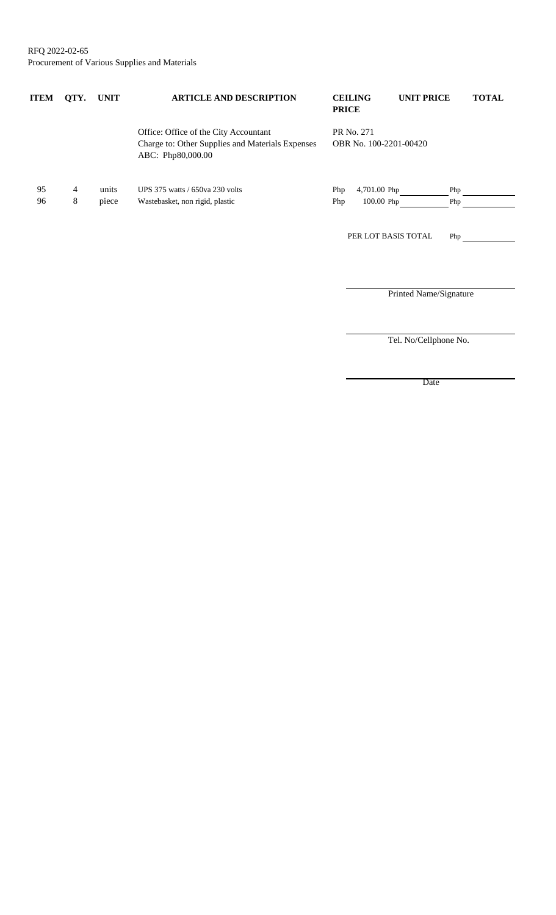RFQ 2022-02-65
Procurement of Various Supplies and Materials

| ITEM | QTY. | UNIT | ARTICLE AND DESCRIPTION | CEILING PRICE | UNIT PRICE | TOTAL |
|---|---|---|---|---|---|---|
| | | | Office: Office of the City Accountant<br>Charge to: Other Supplies and Materials Expenses<br>ABC: Php80,000.00 | PR No. 271<br>OBR No. 100-2201-00420 | | |
| 95 | 4 | units | UPS 375 watts / 650va 230 volts | Php 4,701.00 | Php | Php |
| 96 | 8 | piece | Wastebasket, non rigid, plastic | Php 100.00 | Php | Php |
| | | | | PER LOT BASIS TOTAL | | Php |

Printed Name/Signature

Tel. No/Cellphone No.

Date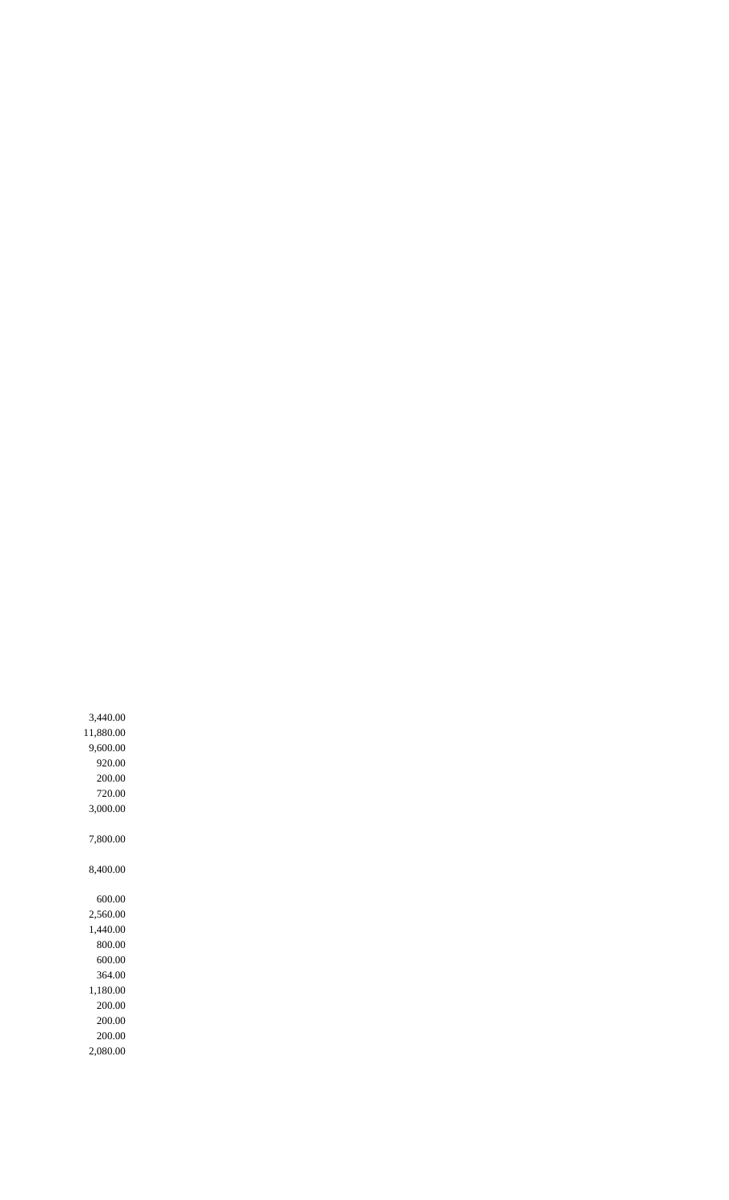3,440.00
11,880.00
9,600.00
920.00
200.00
720.00
3,000.00

7,800.00

8,400.00

600.00
2,560.00
1,440.00
800.00
600.00
364.00
1,180.00
200.00
200.00
200.00
2,080.00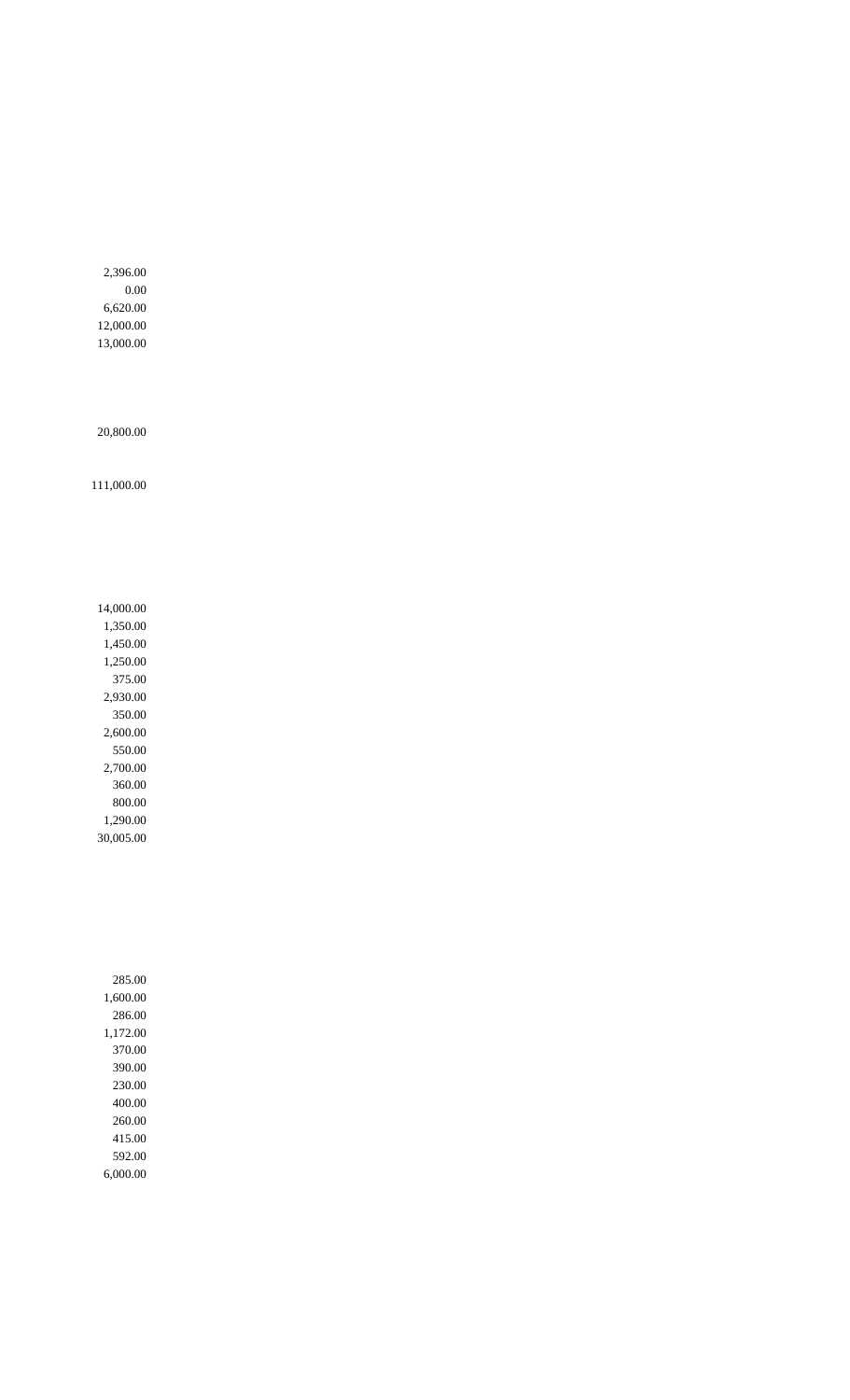2,396.00
0.00
6,620.00
12,000.00
13,000.00

20,800.00

111,000.00

14,000.00
1,350.00
1,450.00
1,250.00
375.00
2,930.00
350.00
2,600.00
550.00
2,700.00
360.00
800.00
1,290.00
30,005.00

285.00
1,600.00
286.00
1,172.00
370.00
390.00
230.00
400.00
260.00
415.00
592.00
6,000.00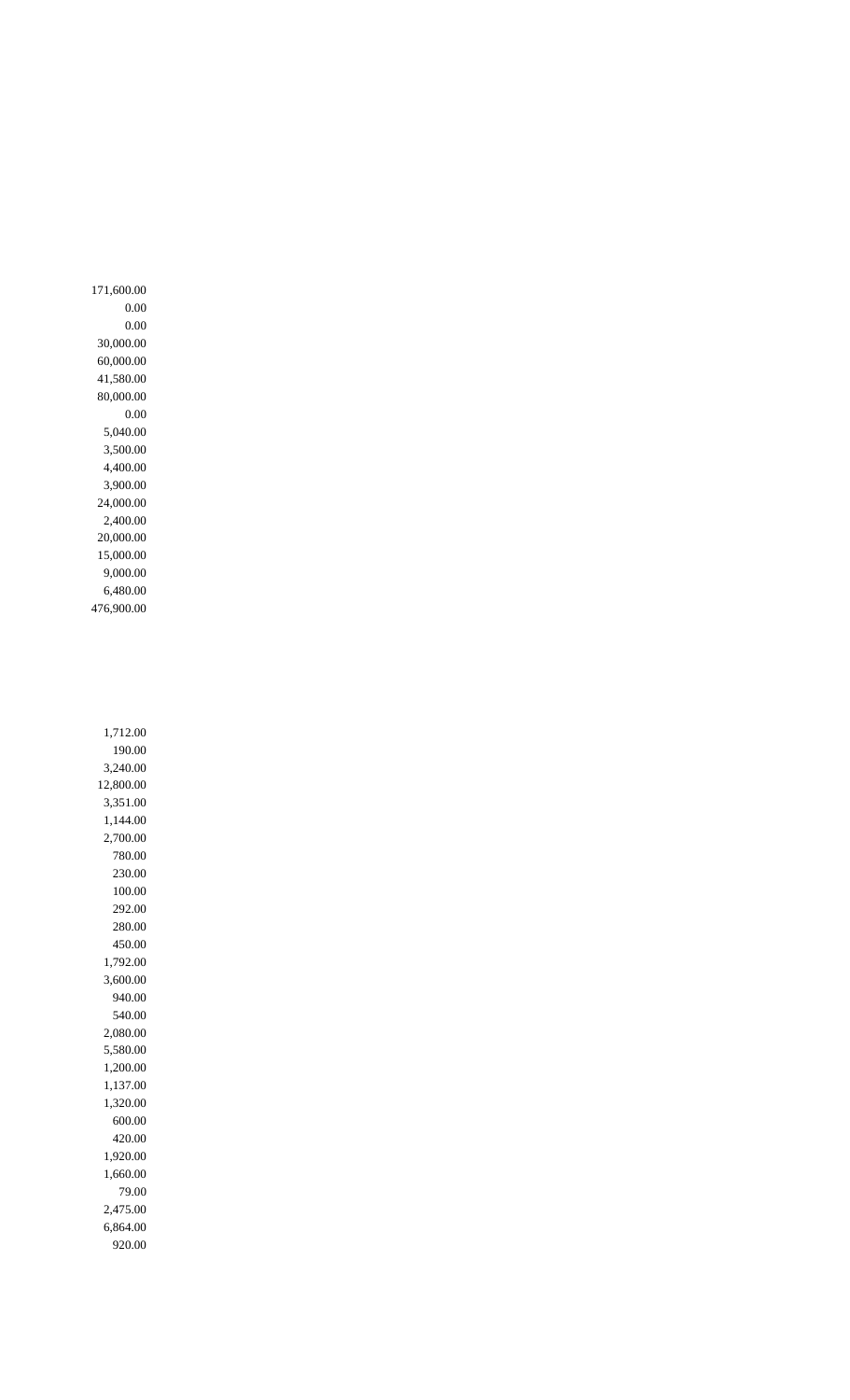171,600.00
0.00
0.00
30,000.00
60,000.00
41,580.00
80,000.00
0.00
5,040.00
3,500.00
4,400.00
3,900.00
24,000.00
2,400.00
20,000.00
15,000.00
9,000.00
6,480.00
476,900.00

1,712.00
190.00
3,240.00
12,800.00
3,351.00
1,144.00
2,700.00
780.00
230.00
100.00
292.00
280.00
450.00
1,792.00
3,600.00
940.00
540.00
2,080.00
5,580.00
1,200.00
1,137.00
1,320.00
600.00
420.00
1,920.00
1,660.00
79.00
2,475.00
6,864.00
920.00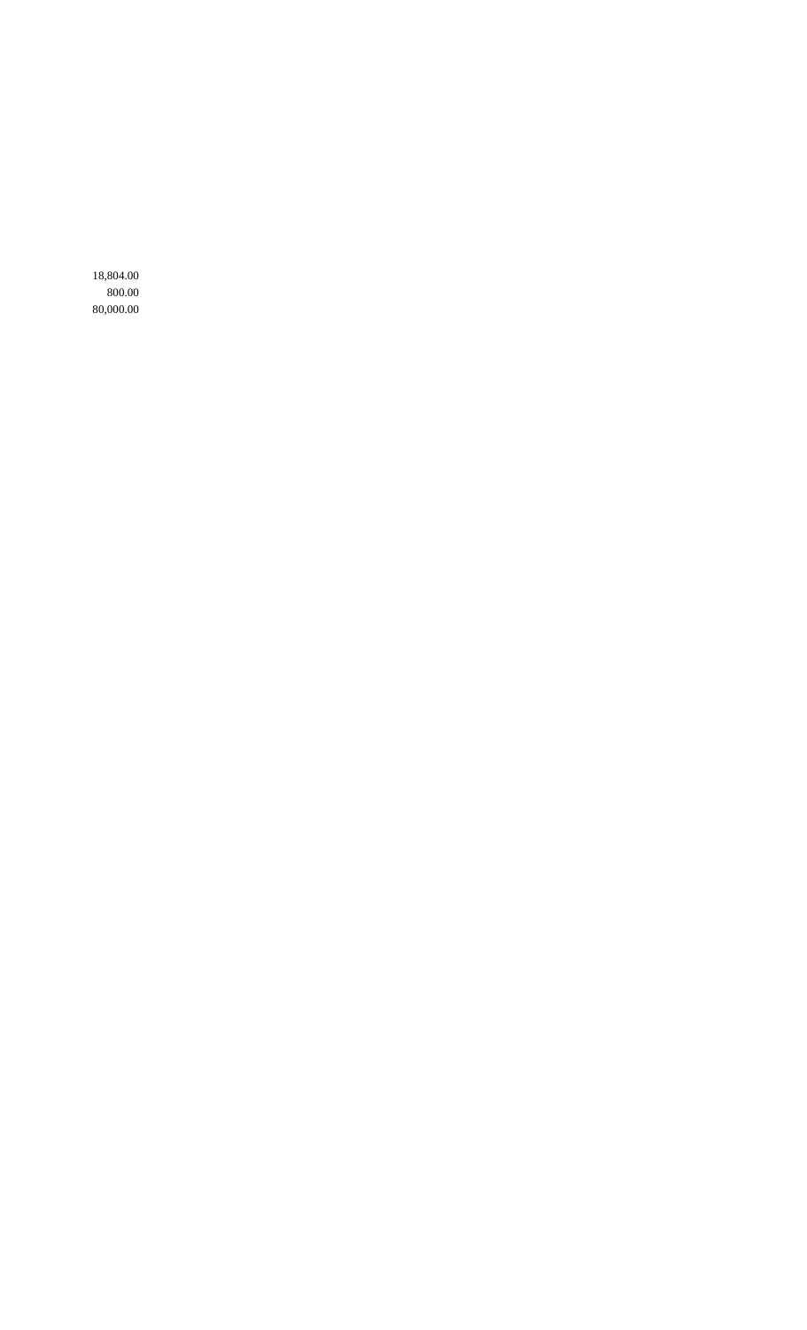18,804.00
800.00
80,000.00